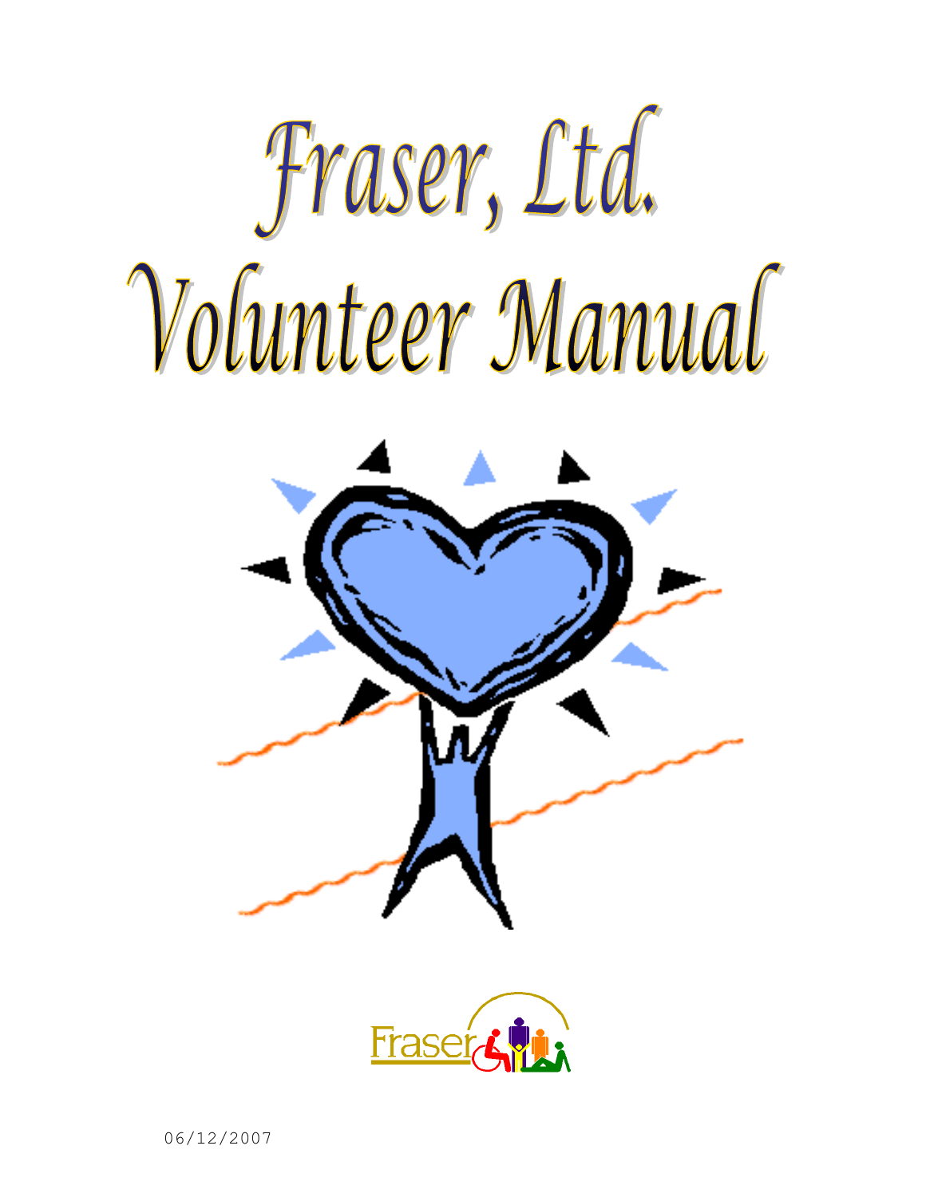# Fraser, Ltd.
# Volunteer Manual

Fraser

06/12/2007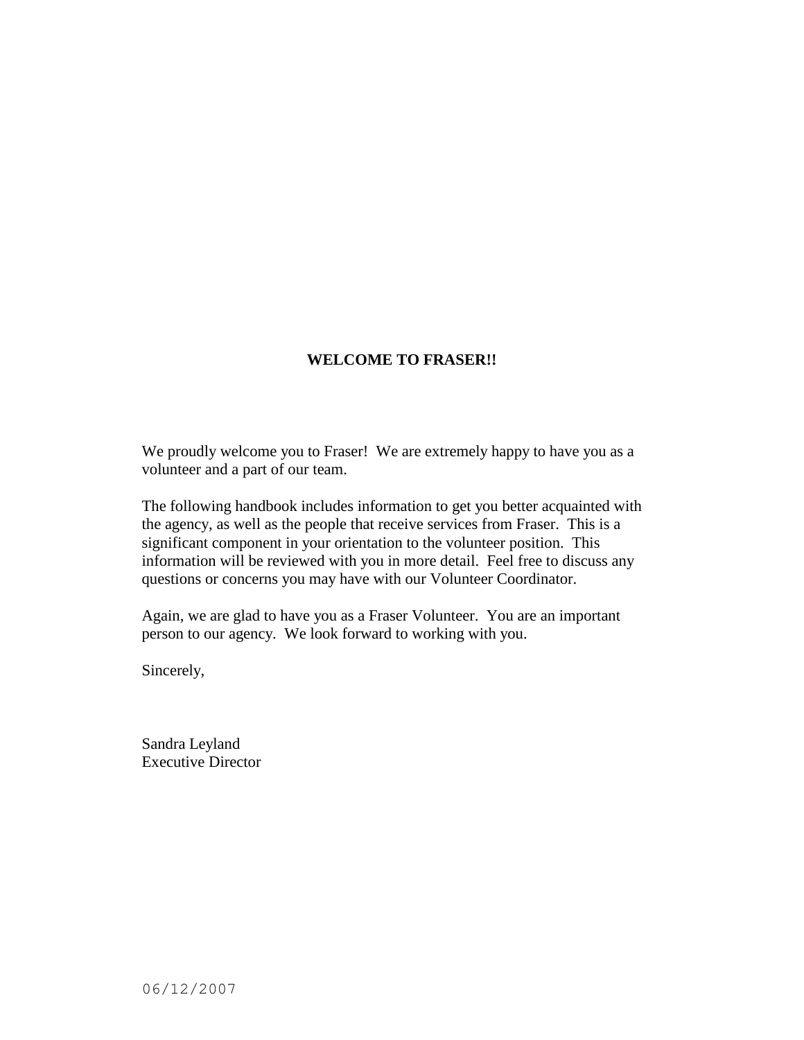# WELCOME TO FRASER!!

We proudly welcome you to Fraser! We are extremely happy to have you as a volunteer and a part of our team.

The following handbook includes information to get you better acquainted with the agency, as well as the people that receive services from Fraser. This is a significant component in your orientation to the volunteer position. This information will be reviewed with you in more detail. Feel free to discuss any questions or concerns you may have with our Volunteer Coordinator.

Again, we are glad to have you as a Fraser Volunteer. You are an important person to our agency. We look forward to working with you.

Sincerely,

Sandra Leyland
Executive Director

06/12/2007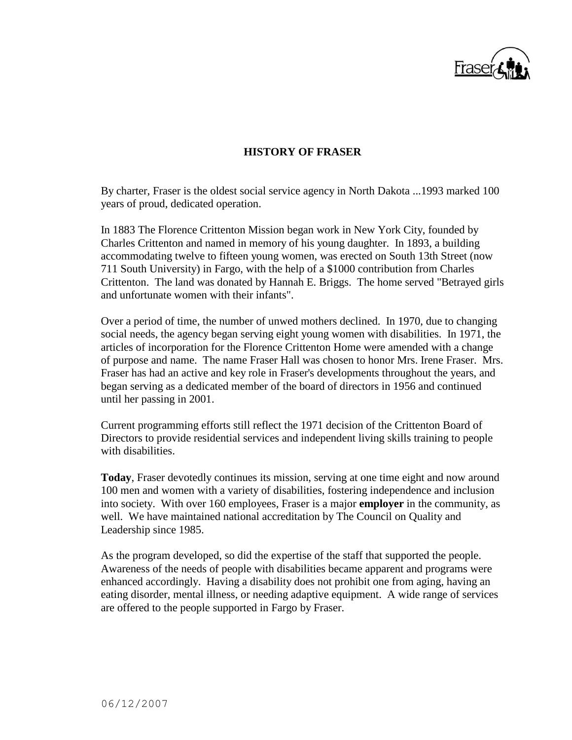# HISTORY OF FRASER

By charter, Fraser is the oldest social service agency in North Dakota ...1993 marked 100 years of proud, dedicated operation.

In 1883 The Florence Crittenton Mission began work in New York City, founded by Charles Crittenton and named in memory of his young daughter. In 1893, a building accommodating twelve to fifteen young women, was erected on South 13th Street (now 711 South University) in Fargo, with the help of a $1000 contribution from Charles Crittenton. The land was donated by Hannah E. Briggs. The home served "Betrayed girls and unfortunate women with their infants".

Over a period of time, the number of unwed mothers declined. In 1970, due to changing social needs, the agency began serving eight young women with disabilities. In 1971, the articles of incorporation for the Florence Crittenton Home were amended with a change of purpose and name. The name Fraser Hall was chosen to honor Mrs. Irene Fraser. Mrs. Fraser has had an active and key role in Fraser's developments throughout the years, and began serving as a dedicated member of the board of directors in 1956 and continued until her passing in 2001.

Current programming efforts still reflect the 1971 decision of the Crittenton Board of Directors to provide residential services and independent living skills training to people with disabilities.

**Today**, Fraser devotedly continues its mission, serving at one time eight and now around 100 men and women with a variety of disabilities, fostering independence and inclusion into society. With over 160 employees, Fraser is a major **employer** in the community, as well. We have maintained national accreditation by The Council on Quality and Leadership since 1985.

As the program developed, so did the expertise of the staff that supported the people. Awareness of the needs of people with disabilities became apparent and programs were enhanced accordingly. Having a disability does not prohibit one from aging, having an eating disorder, mental illness, or needing adaptive equipment. A wide range of services are offered to the people supported in Fargo by Fraser.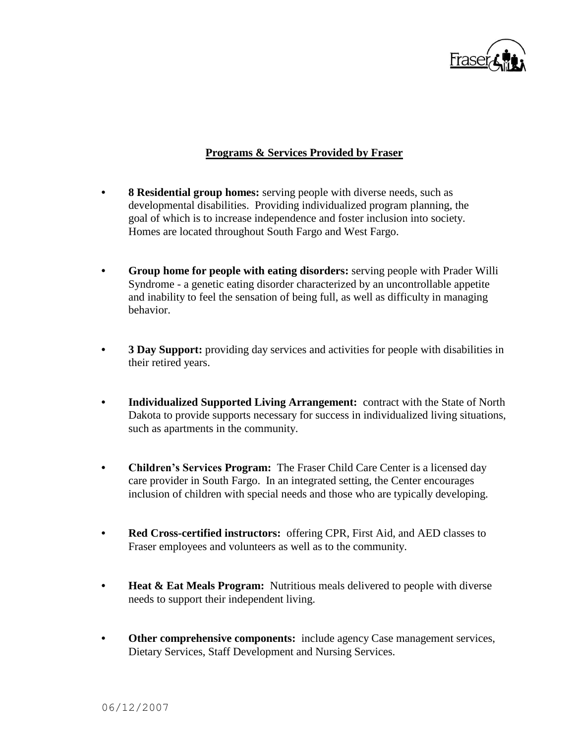## Programs & Services Provided by Fraser

- **8 Residential group homes:** serving people with diverse needs, such as developmental disabilities. Providing individualized program planning, the goal of which is to increase independence and foster inclusion into society. Homes are located throughout South Fargo and West Fargo.

- **Group home for people with eating disorders:** serving people with Prader Willi Syndrome - a genetic eating disorder characterized by an uncontrollable appetite and inability to feel the sensation of being full, as well as difficulty in managing behavior.

- **3 Day Support:** providing day services and activities for people with disabilities in their retired years.

- **Individualized Supported Living Arrangement:** contract with the State of North Dakota to provide supports necessary for success in individualized living situations, such as apartments in the community.

- **Children's Services Program:** The Fraser Child Care Center is a licensed day care provider in South Fargo. In an integrated setting, the Center encourages inclusion of children with special needs and those who are typically developing.

- **Red Cross-certified instructors:** offering CPR, First Aid, and AED classes to Fraser employees and volunteers as well as to the community.

- **Heat & Eat Meals Program:** Nutritious meals delivered to people with diverse needs to support their independent living.

- **Other comprehensive components:** include agency Case management services, Dietary Services, Staff Development and Nursing Services.

06/12/2007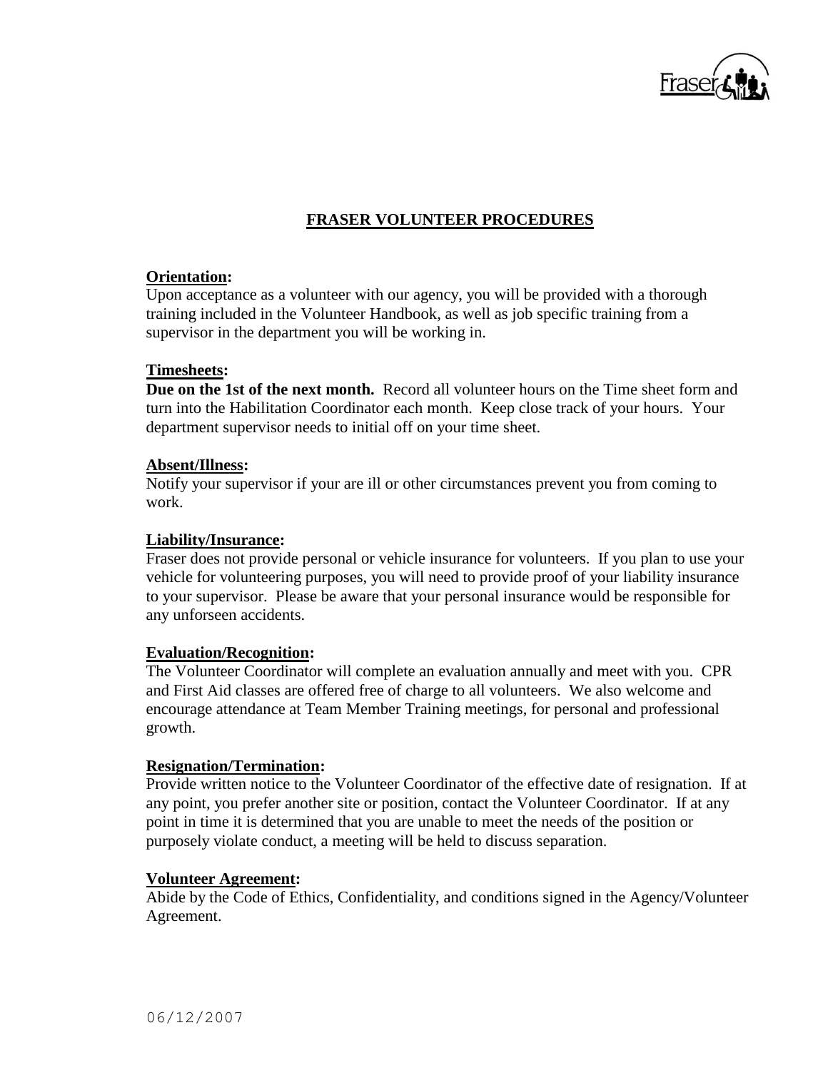# FRASER VOLUNTEER PROCEDURES

**Orientation:**
Upon acceptance as a volunteer with our agency, you will be provided with a thorough training included in the Volunteer Handbook, as well as job specific training from a supervisor in the department you will be working in.

**Timesheets:**
**Due on the 1st of the next month.** Record all volunteer hours on the Time sheet form and turn into the Habilitation Coordinator each month. Keep close track of your hours. Your department supervisor needs to initial off on your time sheet.

**Absent/Illness:**
Notify your supervisor if your are ill or other circumstances prevent you from coming to work.

**Liability/Insurance:**
Fraser does not provide personal or vehicle insurance for volunteers. If you plan to use your vehicle for volunteering purposes, you will need to provide proof of your liability insurance to your supervisor. Please be aware that your personal insurance would be responsible for any unforseen accidents.

**Evaluation/Recognition:**
The Volunteer Coordinator will complete an evaluation annually and meet with you. CPR and First Aid classes are offered free of charge to all volunteers. We also welcome and encourage attendance at Team Member Training meetings, for personal and professional growth.

**Resignation/Termination:**
Provide written notice to the Volunteer Coordinator of the effective date of resignation. If at any point, you prefer another site or position, contact the Volunteer Coordinator. If at any point in time it is determined that you are unable to meet the needs of the position or purposely violate conduct, a meeting will be held to discuss separation.

**Volunteer Agreement:**
Abide by the Code of Ethics, Confidentiality, and conditions signed in the Agency/Volunteer Agreement.

06/12/2007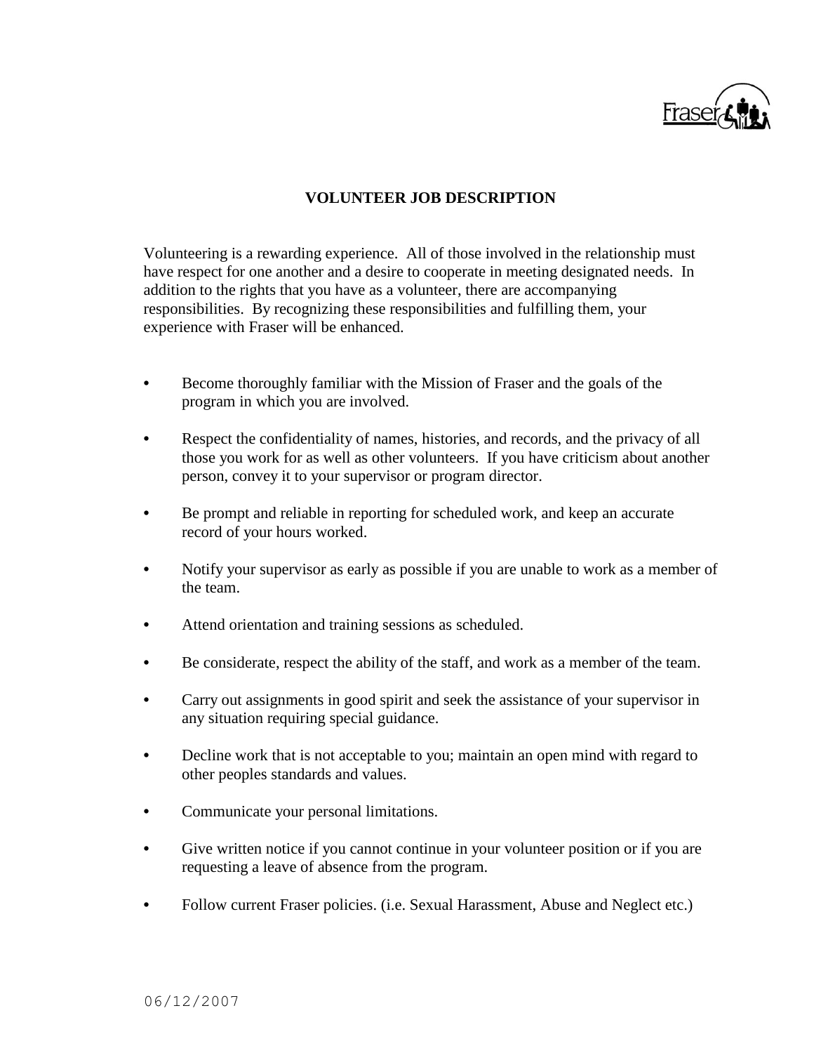Fraser

# VOLUNTEER JOB DESCRIPTION

Volunteering is a rewarding experience. All of those involved in the relationship must have respect for one another and a desire to cooperate in meeting designated needs. In addition to the rights that you have as a volunteer, there are accompanying responsibilities. By recognizing these responsibilities and fulfilling them, your experience with Fraser will be enhanced.

- Become thoroughly familiar with the Mission of Fraser and the goals of the program in which you are involved.
- Respect the confidentiality of names, histories, and records, and the privacy of all those you work for as well as other volunteers. If you have criticism about another person, convey it to your supervisor or program director.
- Be prompt and reliable in reporting for scheduled work, and keep an accurate record of your hours worked.
- Notify your supervisor as early as possible if you are unable to work as a member of the team.
- Attend orientation and training sessions as scheduled.
- Be considerate, respect the ability of the staff, and work as a member of the team.
- Carry out assignments in good spirit and seek the assistance of your supervisor in any situation requiring special guidance.
- Decline work that is not acceptable to you; maintain an open mind with regard to other peoples standards and values.
- Communicate your personal limitations.
- Give written notice if you cannot continue in your volunteer position or if you are requesting a leave of absence from the program.
- Follow current Fraser policies. (i.e. Sexual Harassment, Abuse and Neglect etc.)

06/12/2007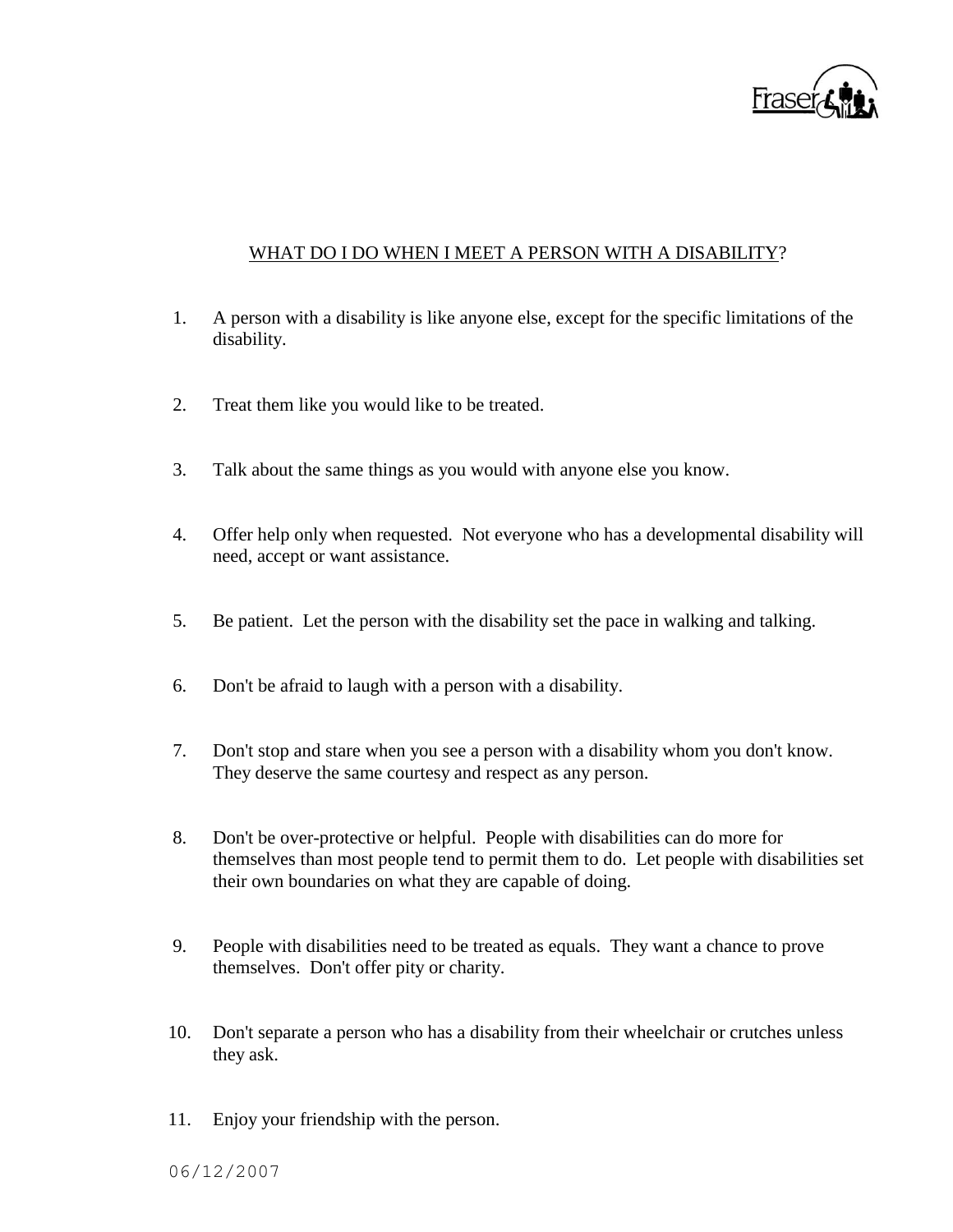Fraser

## WHAT DO I DO WHEN I MEET A PERSON WITH A DISABILITY?

1. A person with a disability is like anyone else, except for the specific limitations of the disability.

2. Treat them like you would like to be treated.

3. Talk about the same things as you would with anyone else you know.

4. Offer help only when requested. Not everyone who has a developmental disability will need, accept or want assistance.

5. Be patient. Let the person with the disability set the pace in walking and talking.

6. Don't be afraid to laugh with a person with a disability.

7. Don't stop and stare when you see a person with a disability whom you don't know. They deserve the same courtesy and respect as any person.

8. Don't be over-protective or helpful. People with disabilities can do more for themselves than most people tend to permit them to do. Let people with disabilities set their own boundaries on what they are capable of doing.

9. People with disabilities need to be treated as equals. They want a chance to prove themselves. Don't offer pity or charity.

10. Don't separate a person who has a disability from their wheelchair or crutches unless they ask.

11. Enjoy your friendship with the person.

06/12/2007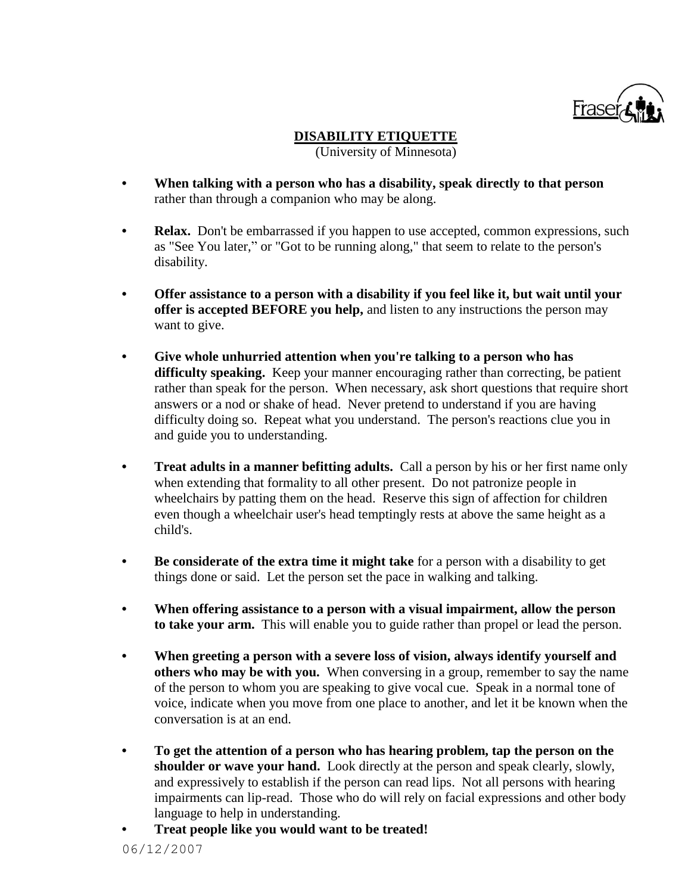# DISABILITY ETIQUETTE

(University of Minnesota)

- **When talking with a person who has a disability, speak directly to that person** rather than through a companion who may be along.

- **Relax.** Don't be embarrassed if you happen to use accepted, common expressions, such as "See You later," or "Got to be running along," that seem to relate to the person's disability.

- **Offer assistance to a person with a disability if you feel like it, but wait until your offer is accepted BEFORE you help,** and listen to any instructions the person may want to give.

- **Give whole unhurried attention when you're talking to a person who has difficulty speaking.** Keep your manner encouraging rather than correcting, be patient rather than speak for the person. When necessary, ask short questions that require short answers or a nod or shake of head. Never pretend to understand if you are having difficulty doing so. Repeat what you understand. The person's reactions clue you in and guide you to understanding.

- **Treat adults in a manner befitting adults.** Call a person by his or her first name only when extending that formality to all other present. Do not patronize people in wheelchairs by patting them on the head. Reserve this sign of affection for children even though a wheelchair user's head temptingly rests at above the same height as a child's.

- **Be considerate of the extra time it might take** for a person with a disability to get things done or said. Let the person set the pace in walking and talking.

- **When offering assistance to a person with a visual impairment, allow the person to take your arm.** This will enable you to guide rather than propel or lead the person.

- **When greeting a person with a severe loss of vision, always identify yourself and others who may be with you.** When conversing in a group, remember to say the name of the person to whom you are speaking to give vocal cue. Speak in a normal tone of voice, indicate when you move from one place to another, and let it be known when the conversation is at an end.

- **To get the attention of a person who has hearing problem, tap the person on the shoulder or wave your hand.** Look directly at the person and speak clearly, slowly, and expressively to establish if the person can read lips. Not all persons with hearing impairments can lip-read. Those who do will rely on facial expressions and other body language to help in understanding.
- **Treat people like you would want to be treated!**

06/12/2007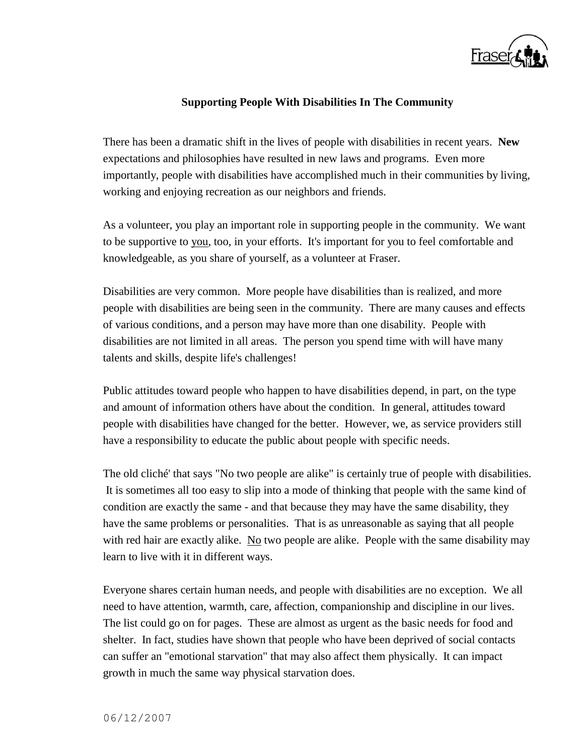**Supporting People With Disabilities In The Community**

There has been a dramatic shift in the lives of people with disabilities in recent years. **New** expectations and philosophies have resulted in new laws and programs. Even more importantly, people with disabilities have accomplished much in their communities by living, working and enjoying recreation as our neighbors and friends.

As a volunteer, you play an important role in supporting people in the community. We want to be supportive to you, too, in your efforts. It's important for you to feel comfortable and knowledgeable, as you share of yourself, as a volunteer at Fraser.

Disabilities are very common. More people have disabilities than is realized, and more people with disabilities are being seen in the community. There are many causes and effects of various conditions, and a person may have more than one disability. People with disabilities are not limited in all areas. The person you spend time with will have many talents and skills, despite life's challenges!

Public attitudes toward people who happen to have disabilities depend, in part, on the type and amount of information others have about the condition. In general, attitudes toward people with disabilities have changed for the better. However, we, as service providers still have a responsibility to educate the public about people with specific needs.

The old cliché' that says "No two people are alike" is certainly true of people with disabilities. It is sometimes all too easy to slip into a mode of thinking that people with the same kind of condition are exactly the same - and that because they may have the same disability, they have the same problems or personalities. That is as unreasonable as saying that all people with red hair are exactly alike. No two people are alike. People with the same disability may learn to live with it in different ways.

Everyone shares certain human needs, and people with disabilities are no exception. We all need to have attention, warmth, care, affection, companionship and discipline in our lives. The list could go on for pages. These are almost as urgent as the basic needs for food and shelter. In fact, studies have shown that people who have been deprived of social contacts can suffer an "emotional starvation" that may also affect them physically. It can impact growth in much the same way physical starvation does.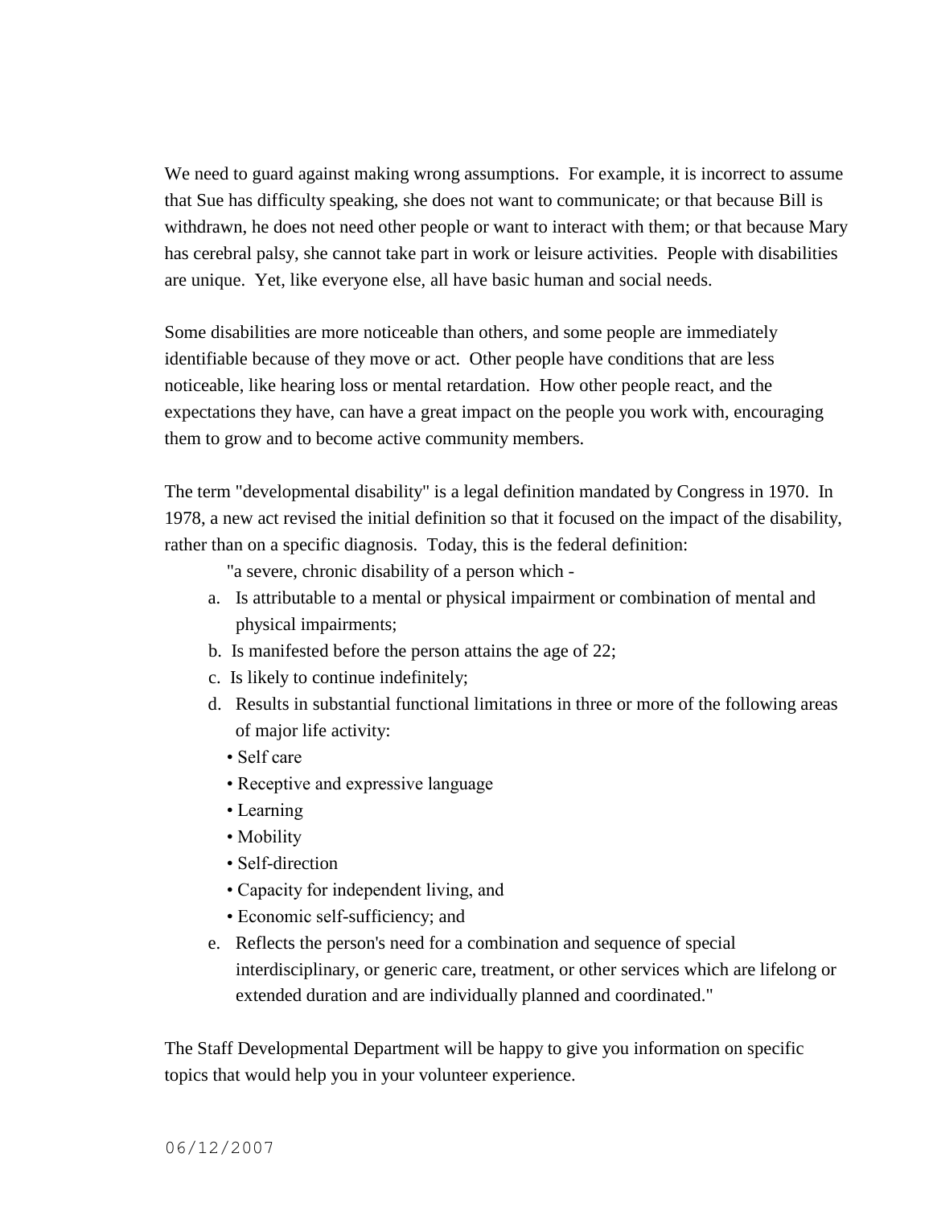We need to guard against making wrong assumptions. For example, it is incorrect to assume that Sue has difficulty speaking, she does not want to communicate; or that because Bill is withdrawn, he does not need other people or want to interact with them; or that because Mary has cerebral palsy, she cannot take part in work or leisure activities. People with disabilities are unique. Yet, like everyone else, all have basic human and social needs.

Some disabilities are more noticeable than others, and some people are immediately identifiable because of they move or act. Other people have conditions that are less noticeable, like hearing loss or mental retardation. How other people react, and the expectations they have, can have a great impact on the people you work with, encouraging them to grow and to become active community members.

The term "developmental disability" is a legal definition mandated by Congress in 1970. In 1978, a new act revised the initial definition so that it focused on the impact of the disability, rather than on a specific diagnosis. Today, this is the federal definition:

"a severe, chronic disability of a person which -

a. Is attributable to a mental or physical impairment or combination of mental and physical impairments;
b. Is manifested before the person attains the age of 22;
c. Is likely to continue indefinitely;
d. Results in substantial functional limitations in three or more of the following areas of major life activity:
   - Self care
   - Receptive and expressive language
   - Learning
   - Mobility
   - Self-direction
   - Capacity for independent living, and
   - Economic self-sufficiency; and
e. Reflects the person's need for a combination and sequence of special interdisciplinary, or generic care, treatment, or other services which are lifelong or extended duration and are individually planned and coordinated."

The Staff Developmental Department will be happy to give you information on specific topics that would help you in your volunteer experience.

06/12/2007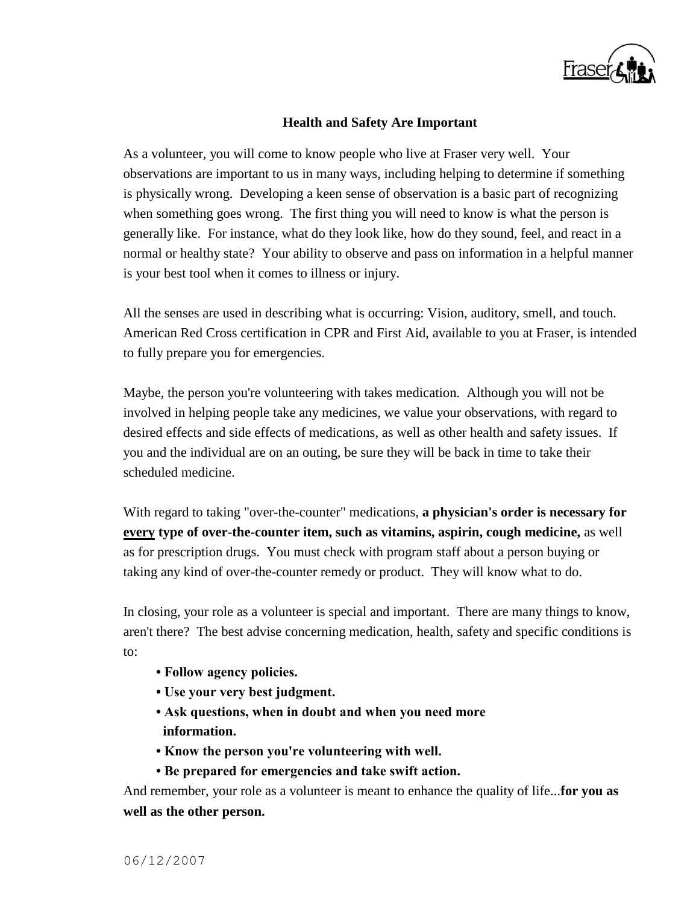## Health and Safety Are Important

As a volunteer, you will come to know people who live at Fraser very well. Your observations are important to us in many ways, including helping to determine if something is physically wrong. Developing a keen sense of observation is a basic part of recognizing when something goes wrong. The first thing you will need to know is what the person is generally like. For instance, what do they look like, how do they sound, feel, and react in a normal or healthy state? Your ability to observe and pass on information in a helpful manner is your best tool when it comes to illness or injury.

All the senses are used in describing what is occurring: Vision, auditory, smell, and touch. American Red Cross certification in CPR and First Aid, available to you at Fraser, is intended to fully prepare you for emergencies.

Maybe, the person you're volunteering with takes medication. Although you will not be involved in helping people take any medicines, we value your observations, with regard to desired effects and side effects of medications, as well as other health and safety issues. If you and the individual are on an outing, be sure they will be back in time to take their scheduled medicine.

With regard to taking "over-the-counter" medications, **a physician's order is necessary for <u>every</u> type of over-the-counter item, such as vitamins, aspirin, cough medicine,** as well as for prescription drugs. You must check with program staff about a person buying or taking any kind of over-the-counter remedy or product. They will know what to do.

In closing, your role as a volunteer is special and important. There are many things to know, aren't there? The best advise concerning medication, health, safety and specific conditions is to:

- **Follow agency policies.**
- **Use your very best judgment.**
- **Ask questions, when in doubt and when you need more information.**
- **Know the person you're volunteering with well.**
- **Be prepared for emergencies and take swift action.**

And remember, your role as a volunteer is meant to enhance the quality of life...**for you as well as the other person.**

06/12/2007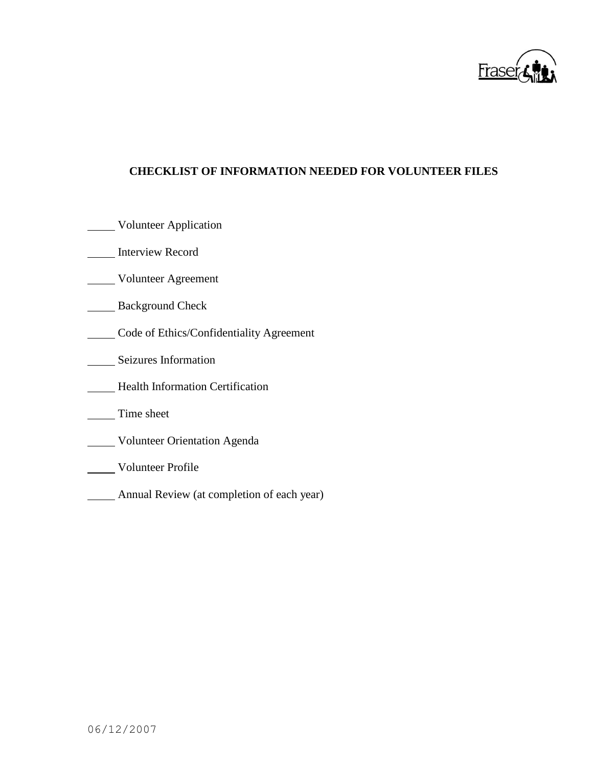Fraser

## CHECKLIST OF INFORMATION NEEDED FOR VOLUNTEER FILES

_____ Volunteer Application

_____ Interview Record

_____ Volunteer Agreement

_____ Background Check

_____ Code of Ethics/Confidentiality Agreement

_____ Seizures Information

_____ Health Information Certification

_____ Time sheet

_____ Volunteer Orientation Agenda

_____ Volunteer Profile

_____ Annual Review (at completion of each year)

06/12/2007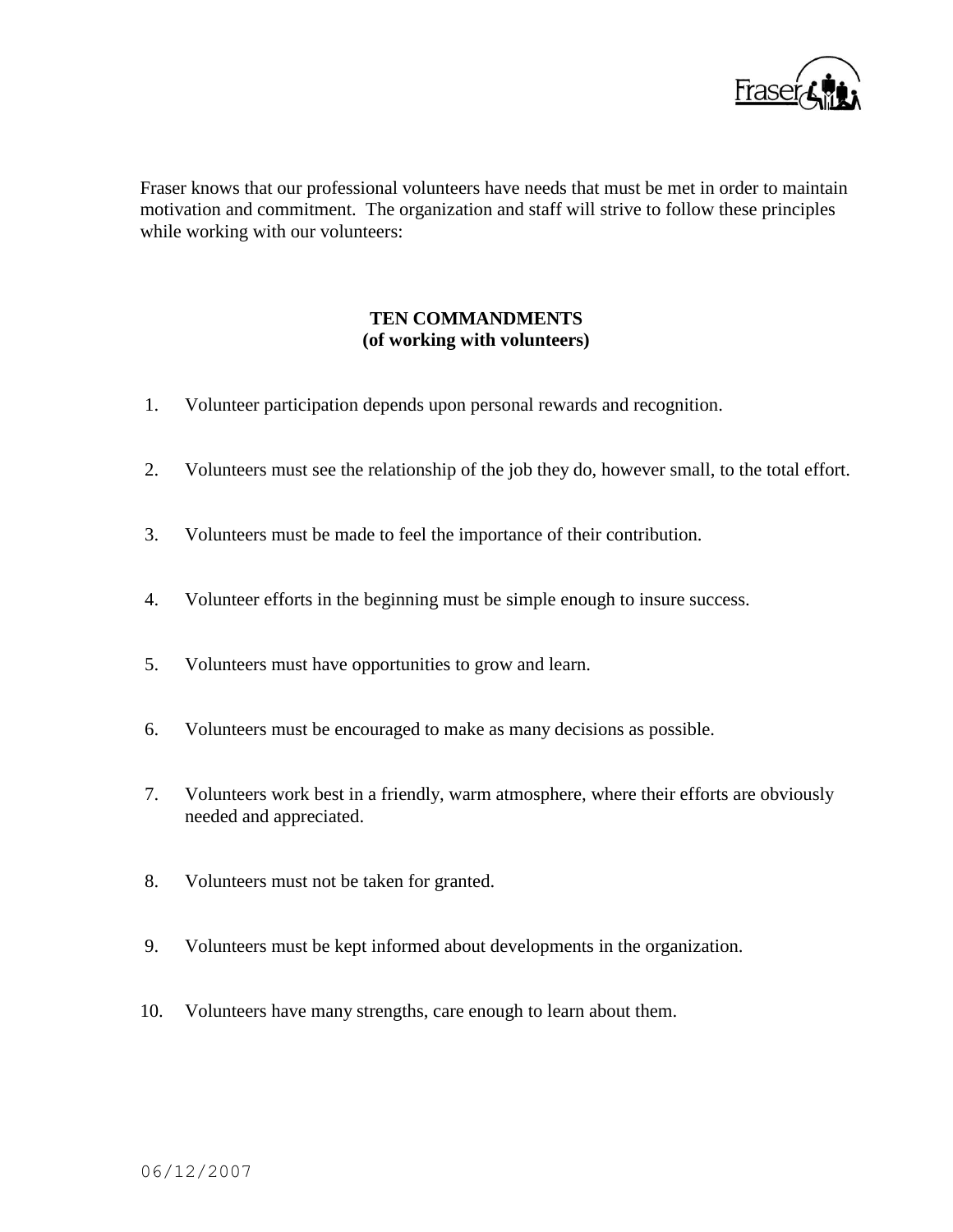Fraser knows that our professional volunteers have needs that must be met in order to maintain motivation and commitment. The organization and staff will strive to follow these principles while working with our volunteers:

**TEN COMMANDMENTS**
**(of working with volunteers)**

1. Volunteer participation depends upon personal rewards and recognition.
2. Volunteers must see the relationship of the job they do, however small, to the total effort.
3. Volunteers must be made to feel the importance of their contribution.
4. Volunteer efforts in the beginning must be simple enough to insure success.
5. Volunteers must have opportunities to grow and learn.
6. Volunteers must be encouraged to make as many decisions as possible.
7. Volunteers work best in a friendly, warm atmosphere, where their efforts are obviously needed and appreciated.
8. Volunteers must not be taken for granted.
9. Volunteers must be kept informed about developments in the organization.
10. Volunteers have many strengths, care enough to learn about them.

06/12/2007